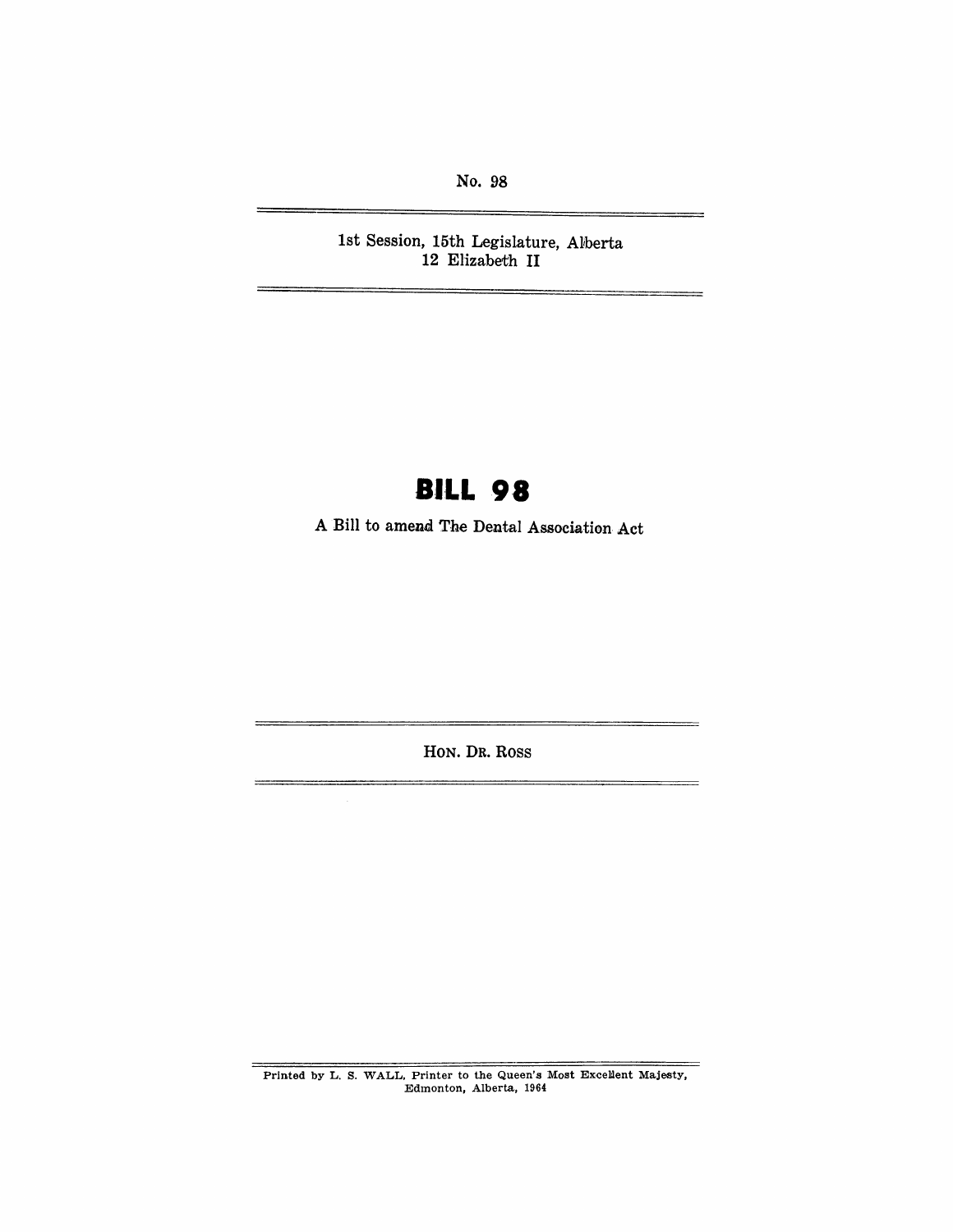No. 98

---

1st Session, 15th Legislature, Alberta
12 Elizabeth II

---

# BILL 98

A Bill to amend The Dental Association Act

---

HON. DR. ROSS

---

Printed by L. S. WALL, Printer to the Queen's Most Excellent Majesty, Edmonton, Alberta, 1964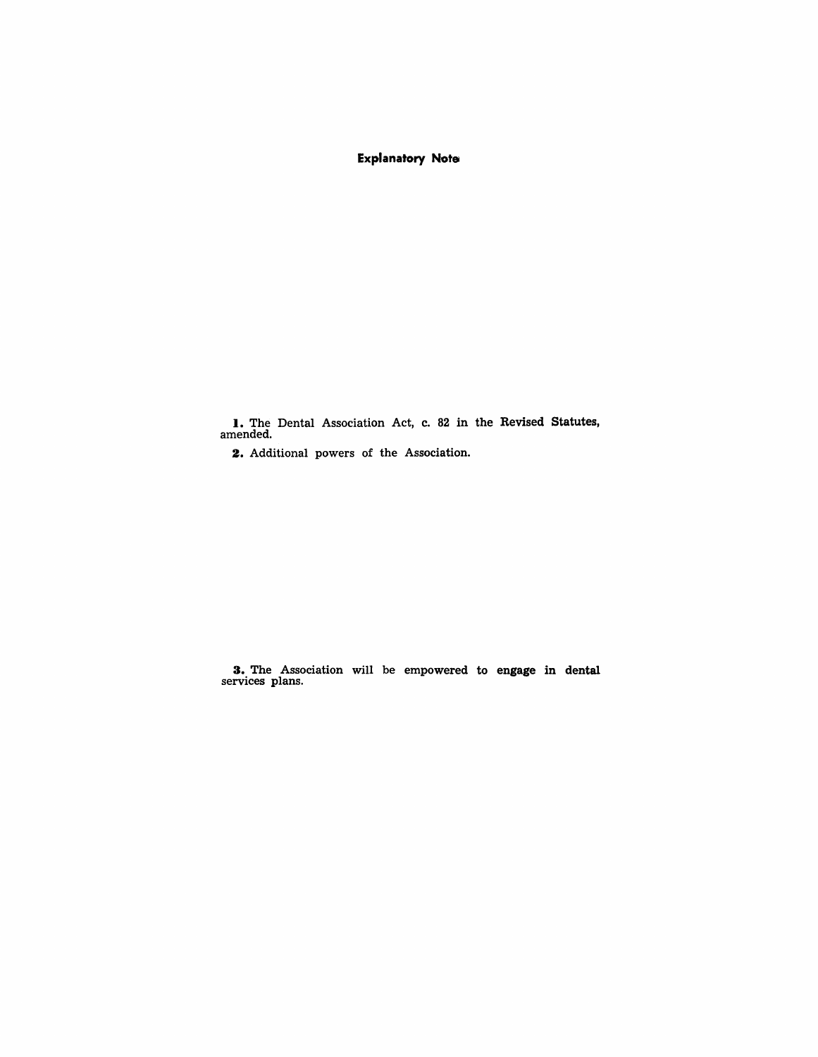## Explanatory Note

**1.** The Dental Association Act, c. 82 in the Revised Statutes, amended.

**2.** Additional powers of the Association.

**3.** The Association will be empowered to engage in dental services plans.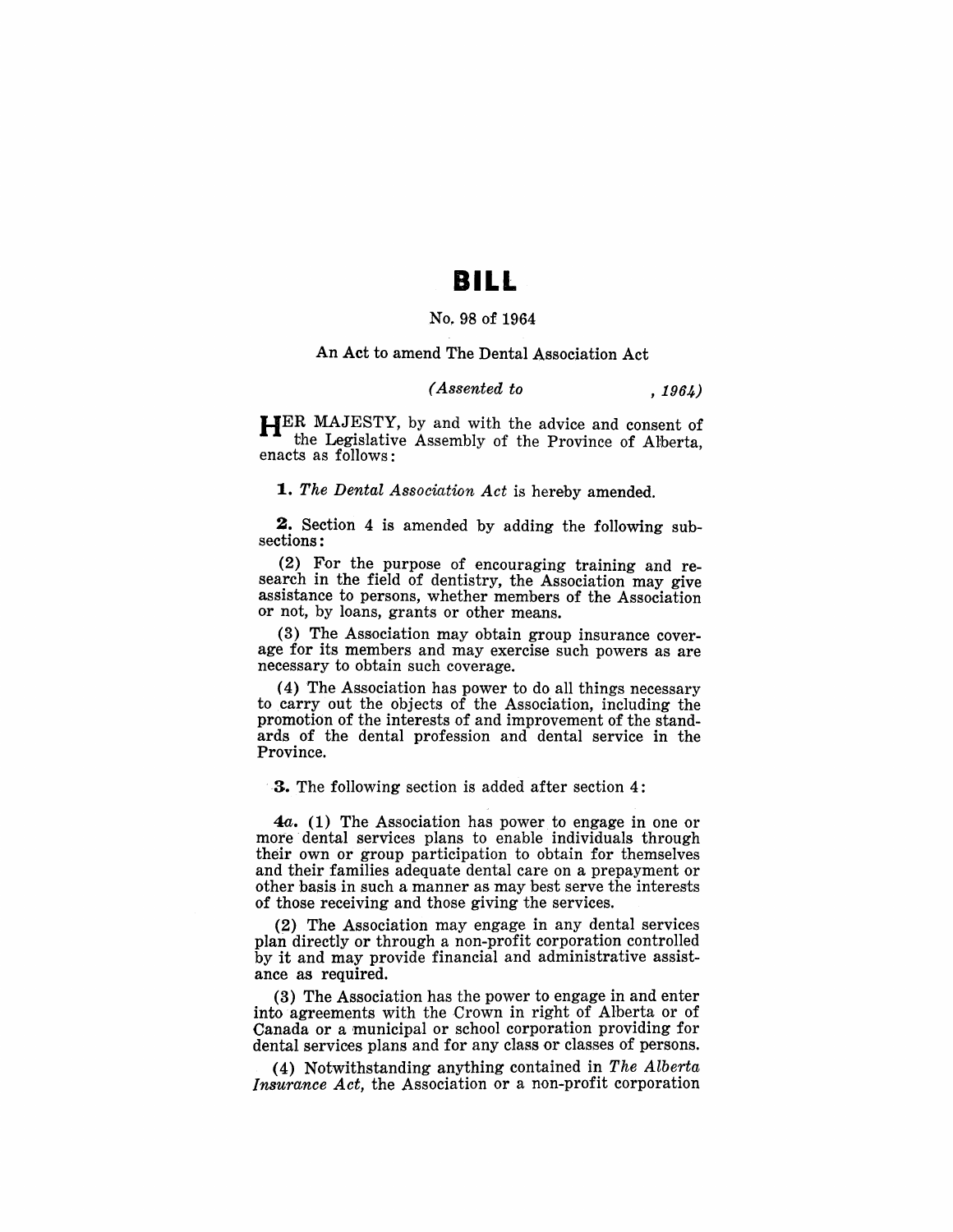# BILL

No. 98 of 1964

An Act to amend The Dental Association Act

*(Assented to , 1964)*

HER MAJESTY, by and with the advice and consent of the Legislative Assembly of the Province of Alberta, enacts as follows:

**1.** *The Dental Association Act* is hereby amended.

**2.** Section 4 is amended by adding the following subsections:

(2) For the purpose of encouraging training and research in the field of dentistry, the Association may give assistance to persons, whether members of the Association or not, by loans, grants or other means.

(3) The Association may obtain group insurance coverage for its members and may exercise such powers as are necessary to obtain such coverage.

(4) The Association has power to do all things necessary to carry out the objects of the Association, including the promotion of the interests of and improvement of the standards of the dental profession and dental service in the Province.

**3.** The following section is added after section 4:

*4a.* (1) The Association has power to engage in one or more dental services plans to enable individuals through their own or group participation to obtain for themselves and their families adequate dental care on a prepayment or other basis in such a manner as may best serve the interests of those receiving and those giving the services.

(2) The Association may engage in any dental services plan directly or through a non-profit corporation controlled by it and may provide financial and administrative assistance as required.

(3) The Association has the power to engage in and enter into agreements with the Crown in right of Alberta or of Canada or a municipal or school corporation providing for dental services plans and for any class or classes of persons.

(4) Notwithstanding anything contained in *The Alberta Insurance Act,* the Association or a non-profit corporation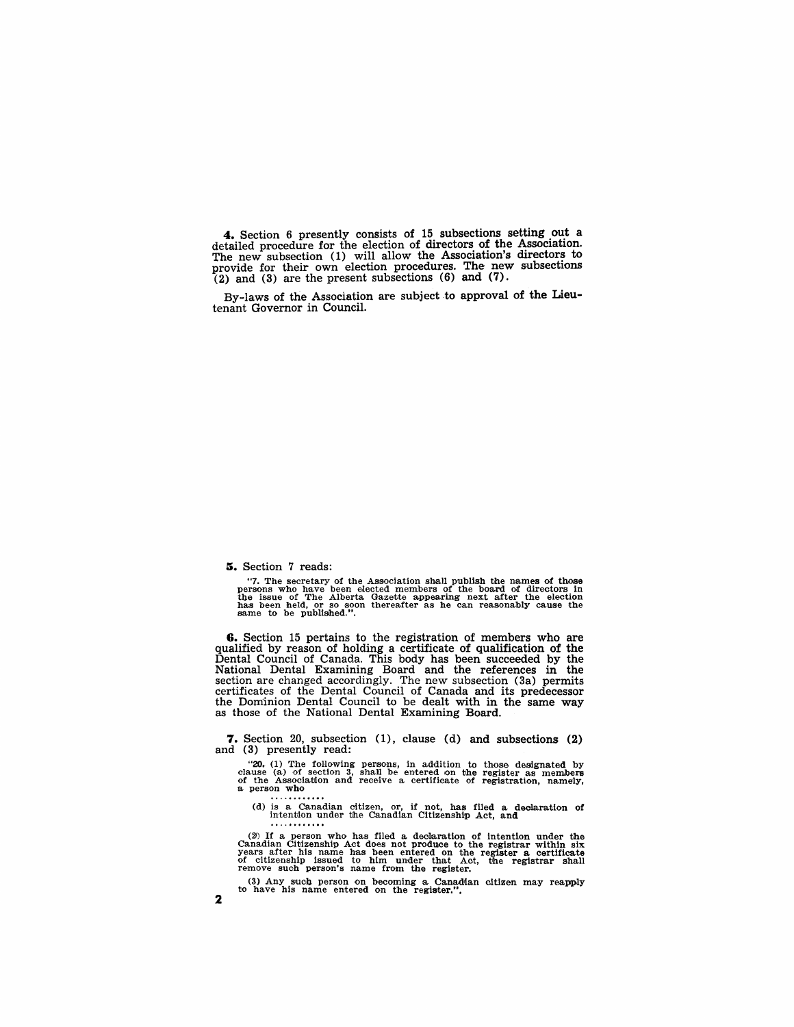**4.** Section 6 presently consists of 15 subsections setting out a detailed procedure for the election of directors of the Association. The new subsection (1) will allow the Association's directors to provide for their own election procedures. The new subsections (2) and (3) are the present subsections (6) and (7).

By-laws of the Association are subject to approval of the Lieutenant Governor in Council.

**5.** Section 7 reads:

"7. The secretary of the Association shall publish the names of those persons who have been elected members of the board of directors in the issue of The Alberta Gazette appearing next after the election has been held, or so soon thereafter as he can reasonably cause the same to be published.".

**6.** Section 15 pertains to the registration of members who are qualified by reason of holding a certificate of qualification of the Dental Council of Canada. This body has been succeeded by the National Dental Examining Board and the references in the section are changed accordingly. The new subsection (3a) permits certificates of the Dental Council of Canada and its predecessor the Dominion Dental Council to be dealt with in the same way as those of the National Dental Examining Board.

**7.** Section 20, subsection (1), clause (d) and subsections (2) and (3) presently read:

"20. (1) The following persons, in addition to those designated by clause (a) of section 3, shall be entered on the register as members of the Association and receive a certificate of registration, namely, a person who

............

(d) is a Canadian citizen, or, if not, has filed a declaration of intention under the Canadian Citizenship Act, and

............

(2) If a person who has filed a declaration of intention under the Canadian Citizenship Act does not produce to the registrar within six years after his name has been entered on the register a certificate of citizenship issued to him under that Act, the registrar shall remove such person's name from the register.

(3) Any such person on becoming a Canadian citizen may reapply to have his name entered on the register.".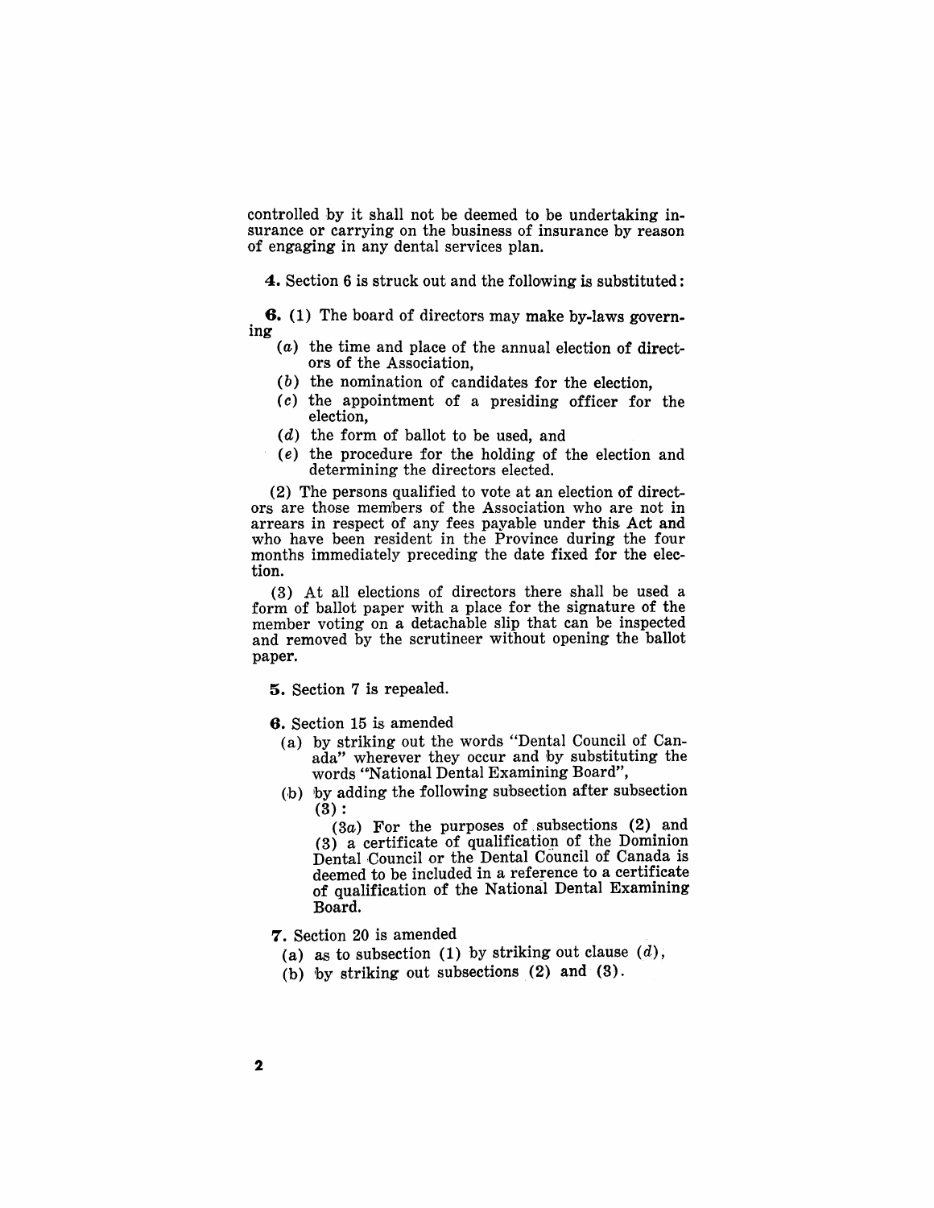controlled by it shall not be deemed to be undertaking insurance or carrying on the business of insurance by reason of engaging in any dental services plan.

**4.** Section 6 is struck out and the following is substituted:

**6.** (1) The board of directors may make by-laws governing

- (*a*) the time and place of the annual election of directors of the Association,
- (*b*) the nomination of candidates for the election,
- (*c*) the appointment of a presiding officer for the election,
- (*d*) the form of ballot to be used, and
- (*e*) the procedure for the holding of the election and determining the directors elected.

(2) The persons qualified to vote at an election of directors are those members of the Association who are not in arrears in respect of any fees payable under this Act and who have been resident in the Province during the four months immediately preceding the date fixed for the election.

(3) At all elections of directors there shall be used a form of ballot paper with a place for the signature of the member voting on a detachable slip that can be inspected and removed by the scrutineer without opening the ballot paper.

**5.** Section 7 is repealed.

**6.** Section 15 is amended

- (a) by striking out the words "Dental Council of Canada" wherever they occur and by substituting the words "National Dental Examining Board",
- (b) by adding the following subsection after subsection (3):

  (3*a*) For the purposes of subsections (2) and (3) a certificate of qualification of the Dominion Dental Council or the Dental Council of Canada is deemed to be included in a reference to a certificate of qualification of the National Dental Examining Board.

**7.** Section 20 is amended

- (a) as to subsection (1) by striking out clause (*d*),
- (b) by striking out subsections (2) and (3).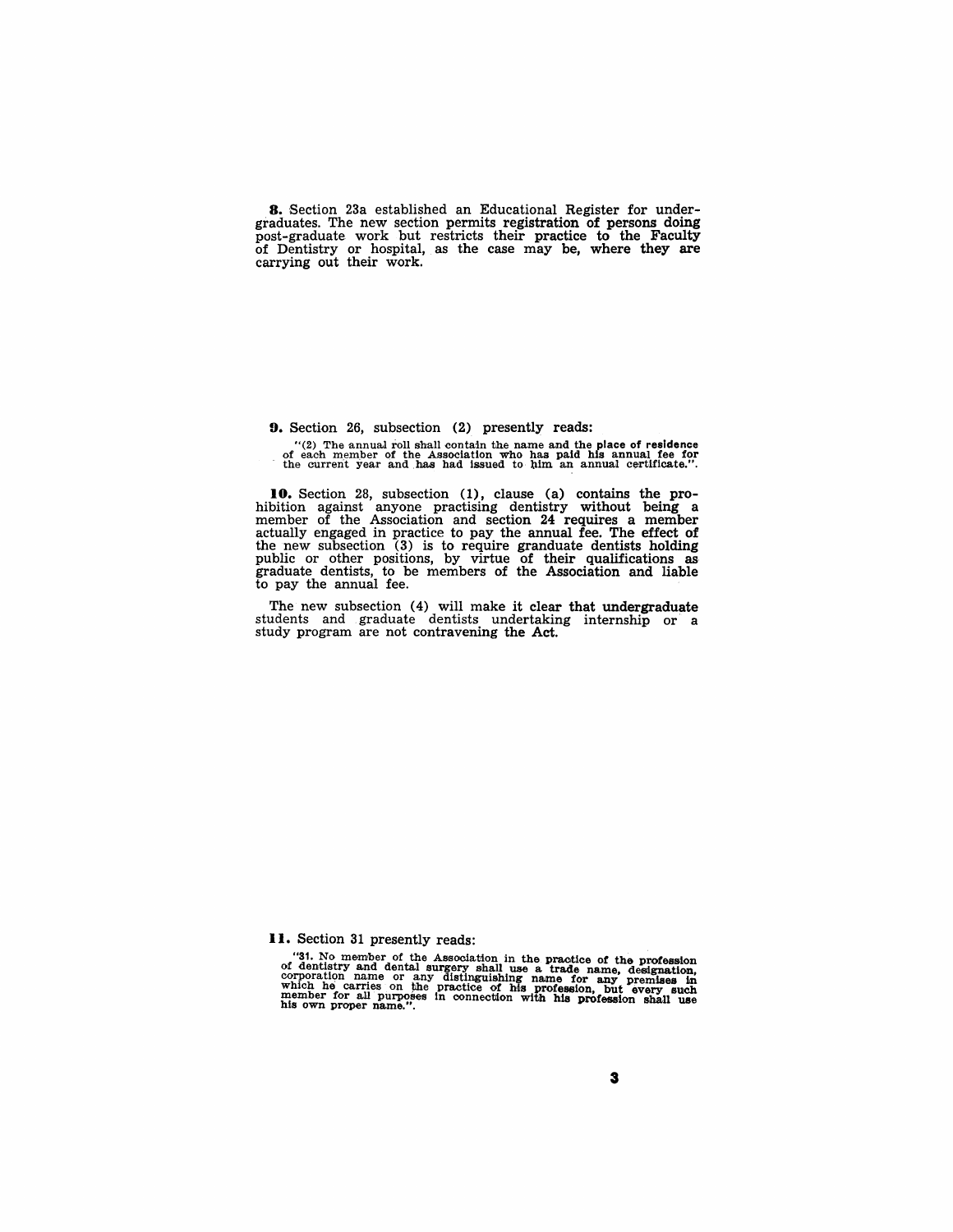**8.** Section 23a established an Educational Register for undergraduates. The new section permits registration of persons doing post-graduate work but restricts their practice to the Faculty of Dentistry or hospital, as the case may be, where they are carrying out their work.

**9.** Section 26, subsection (2) presently reads:

"(2) The annual roll shall contain the name and the place of residence of each member of the Association who has paid his annual fee for the current year and has had issued to him an annual certificate.".

**10.** Section 28, subsection (1), clause (a) contains the prohibition against anyone practising dentistry without being a member of the Association and section 24 requires a member actually engaged in practice to pay the annual fee. The effect of the new subsection (3) is to require granduate dentists holding public or other positions, by virtue of their qualifications as graduate dentists, to be members of the Association and liable to pay the annual fee.

The new subsection (4) will make it clear that undergraduate students and graduate dentists undertaking internship or a study program are not contravening the Act.

**11.** Section 31 presently reads:

"31. No member of the Association in the practice of the profession of dentistry and dental surgery shall use a trade name, designation, corporation name or any distinguishing name for any premises in which he carries on the practice of his profession, but every such member for all purposes in connection with his profession shall use his own proper name.".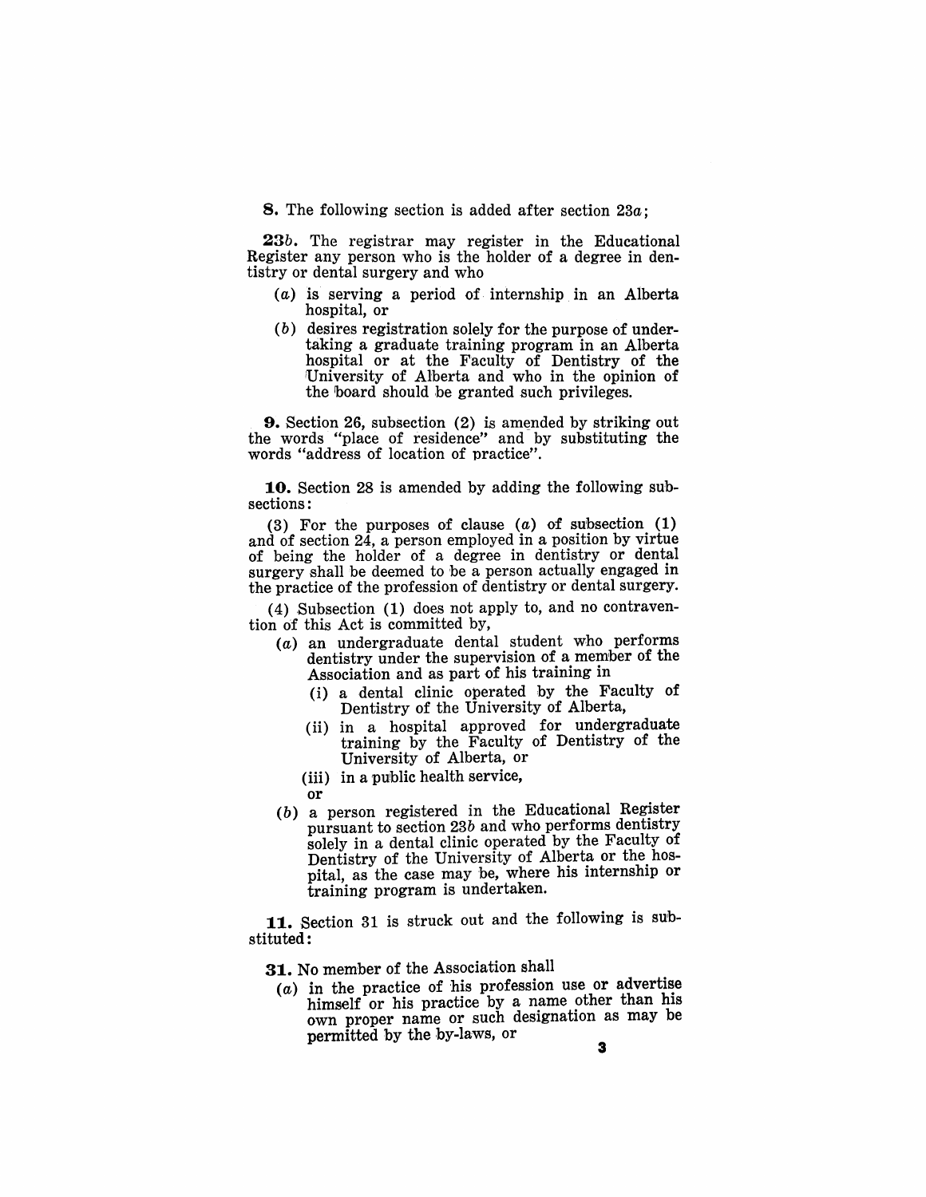**8.** The following section is added after section 23*a*;

**23*b*.** The registrar may register in the Educational Register any person who is the holder of a degree in dentistry or dental surgery and who

- (*a*) is serving a period of internship in an Alberta hospital, or
- (*b*) desires registration solely for the purpose of undertaking a graduate training program in an Alberta hospital or at the Faculty of Dentistry of the University of Alberta and who in the opinion of the board should be granted such privileges.

**9.** Section 26, subsection (2) is amended by striking out the words "place of residence" and by substituting the words "address of location of practice".

**10.** Section 28 is amended by adding the following subsections:

(3) For the purposes of clause (*a*) of subsection (1) and of section 24, a person employed in a position by virtue of being the holder of a degree in dentistry or dental surgery shall be deemed to be a person actually engaged in the practice of the profession of dentistry or dental surgery.

(4) Subsection (1) does not apply to, and no contravention of this Act is committed by,

- (*a*) an undergraduate dental student who performs dentistry under the supervision of a member of the Association and as part of his training in
  - (i) a dental clinic operated by the Faculty of Dentistry of the University of Alberta,
  - (ii) in a hospital approved for undergraduate training by the Faculty of Dentistry of the University of Alberta, or
  - (iii) in a public health service,

  or
- (*b*) a person registered in the Educational Register pursuant to section 23*b* and who performs dentistry solely in a dental clinic operated by the Faculty of Dentistry of the University of Alberta or the hospital, as the case may be, where his internship or training program is undertaken.

**11.** Section 31 is struck out and the following is substituted:

**31.** No member of the Association shall

- (*a*) in the practice of his profession use or advertise himself or his practice by a name other than his own proper name or such designation as may be permitted by the by-laws, or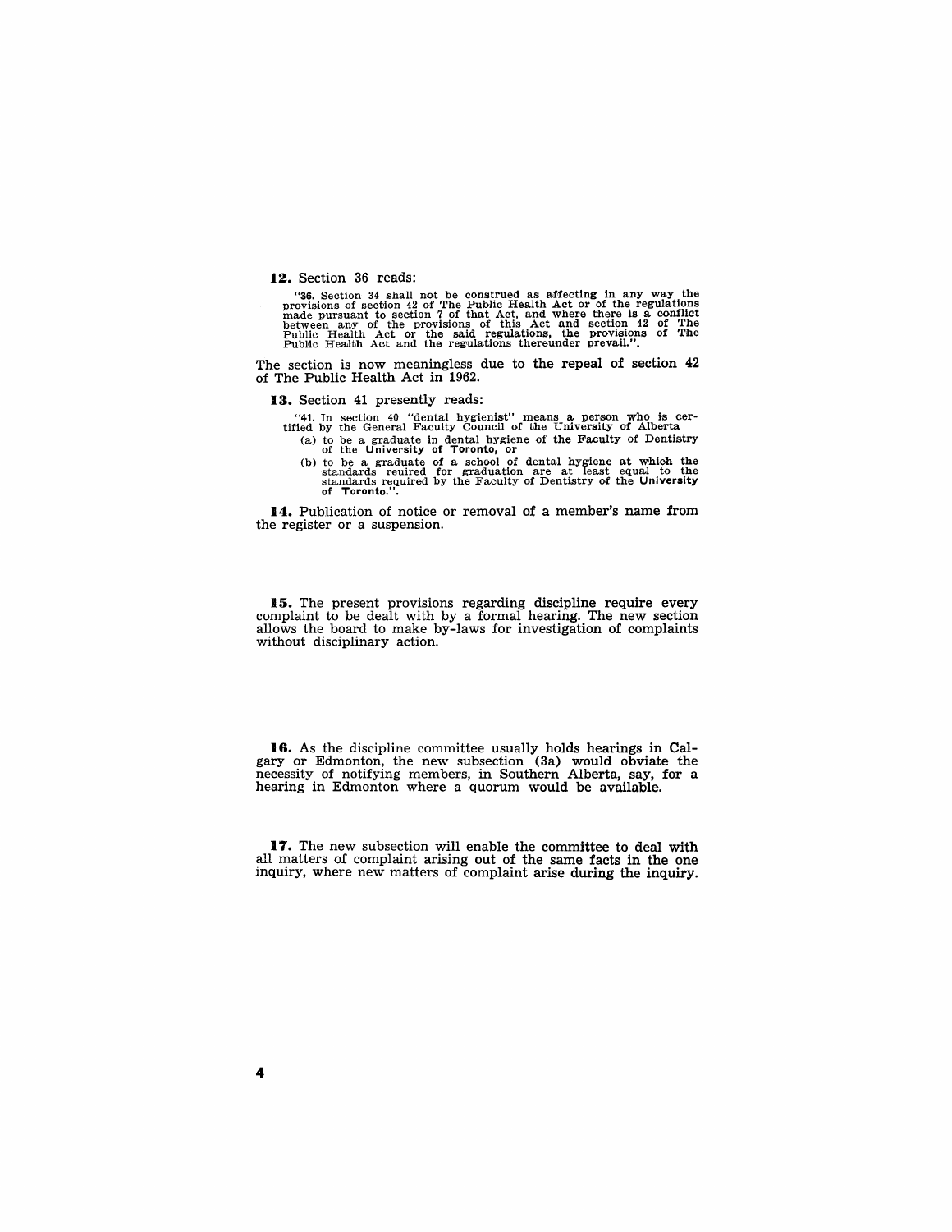**12.** Section 36 reads:

> "36. Section 34 shall not be construed as affecting in any way the provisions of section 42 of The Public Health Act or of the regulations made pursuant to section 7 of that Act, and where there is a conflict between any of the provisions of this Act and section 42 of The Public Health Act or the said regulations, the provisions of The Public Health Act and the regulations thereunder prevail.".

The section is now meaningless due to the repeal of section 42 of The Public Health Act in 1962.

**13.** Section 41 presently reads:

> "41. In section 40 "dental hygienist" means a person who is certified by the General Faculty Council of the University of Alberta
>
> (a) to be a graduate in dental hygiene of the Faculty of Dentistry of the University of Toronto, or
>
> (b) to be a graduate of a school of dental hygiene at which the standards reuired for graduation are at least equal to the standards required by the Faculty of Dentistry of the University of Toronto.".

**14.** Publication of notice or removal of a member's name from the register or a suspension.

**15.** The present provisions regarding discipline require every complaint to be dealt with by a formal hearing. The new section allows the board to make by-laws for investigation of complaints without disciplinary action.

**16.** As the discipline committee usually holds hearings in Calgary or Edmonton, the new subsection (3a) would obviate the necessity of notifying members, in Southern Alberta, say, for a hearing in Edmonton where a quorum would be available.

**17.** The new subsection will enable the committee to deal with all matters of complaint arising out of the same facts in the one inquiry, where new matters of complaint arise during the inquiry.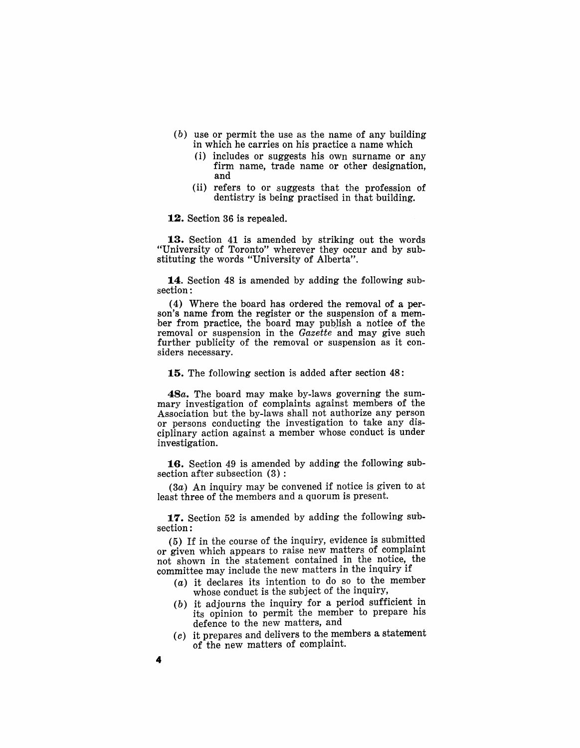(*b*) use or permit the use as the name of any building in which he carries on his practice a name which

(i) includes or suggests his own surname or any firm name, trade name or other designation, and

(ii) refers to or suggests that the profession of dentistry is being practised in that building.

**12.** Section 36 is repealed.

**13.** Section 41 is amended by striking out the words "University of Toronto" wherever they occur and by substituting the words "University of Alberta".

**14.** Section 48 is amended by adding the following subsection:

(4) Where the board has ordered the removal of a person's name from the register or the suspension of a member from practice, the board may publish a notice of the removal or suspension in the *Gazette* and may give such further publicity of the removal or suspension as it considers necessary.

**15.** The following section is added after section 48:

***48a.*** The board may make by-laws governing the summary investigation of complaints against members of the Association but the by-laws shall not authorize any person or persons conducting the investigation to take any disciplinary action against a member whose conduct is under investigation.

**16.** Section 49 is amended by adding the following subsection after subsection (3):

(3*a*) An inquiry may be convened if notice is given to at least three of the members and a quorum is present.

**17.** Section 52 is amended by adding the following subsection:

(5) If in the course of the inquiry, evidence is submitted or given which appears to raise new matters of complaint not shown in the statement contained in the notice, the committee may include the new matters in the inquiry if

(*a*) it declares its intention to do so to the member whose conduct is the subject of the inquiry,

(*b*) it adjourns the inquiry for a period sufficient in its opinion to permit the member to prepare his defence to the new matters, and

(*c*) it prepares and delivers to the members a statement of the new matters of complaint.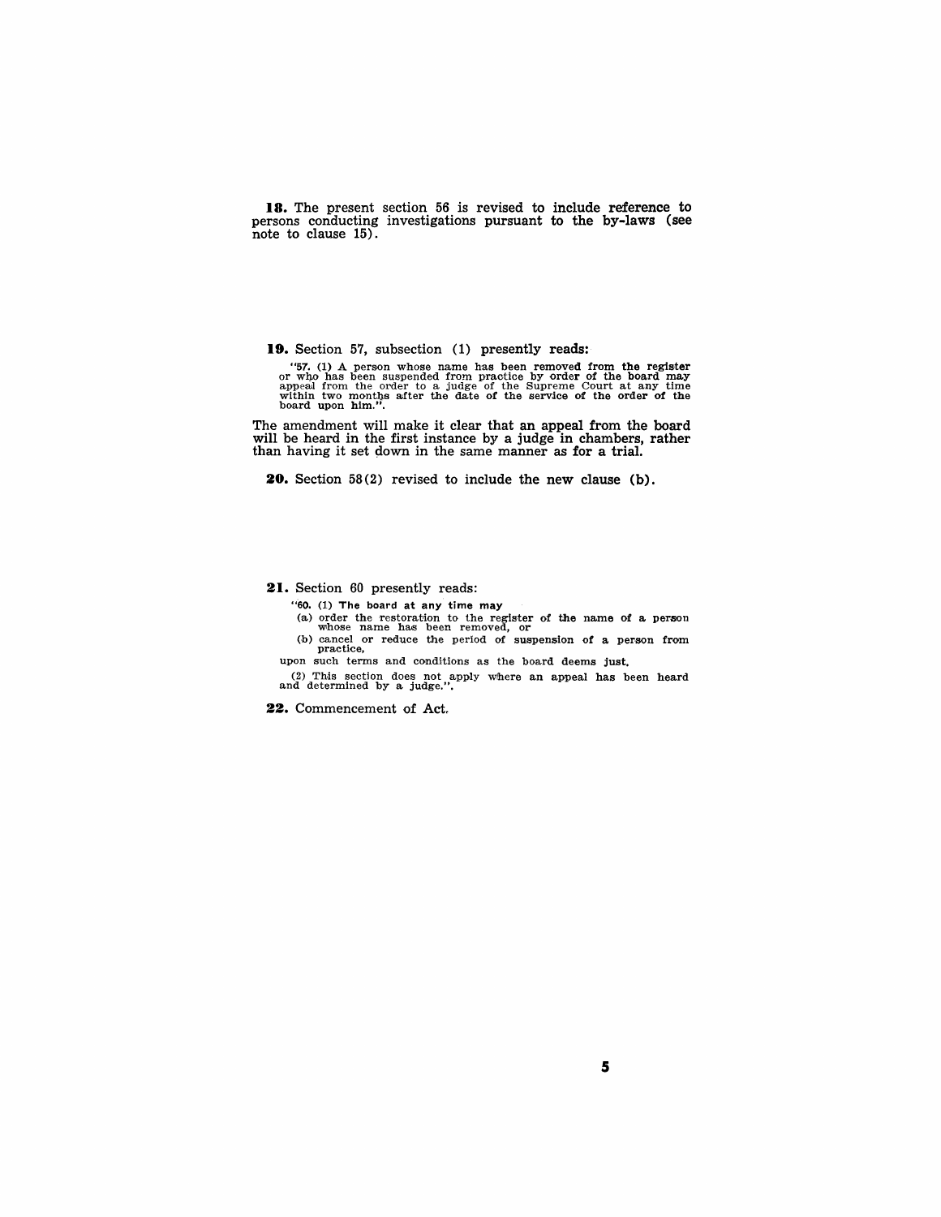**18.** The present section 56 is revised to include reference to persons conducting investigations pursuant to the by-laws (see note to clause 15).

**19.** Section 57, subsection (1) presently reads:

> "57. (1) A person whose name has been removed from the register or who has been suspended from practice by order of the board may appeal from the order to a judge of the Supreme Court at any time within two months after the date of the service of the order of the board upon him.".

The amendment will make it clear that an appeal from the board will be heard in the first instance by a judge in chambers, rather than having it set down in the same manner as for a trial.

**20.** Section 58(2) revised to include the new clause (b).

**21.** Section 60 presently reads:

> "60. (1) The board at any time may
>
> (a) order the restoration to the register of the name of a person whose name has been removed, or
>
> (b) cancel or reduce the period of suspension of a person from practice,
>
> upon such terms and conditions as the board deems just.
>
> (2) This section does not apply where an appeal has been heard and determined by a judge.".

**22.** Commencement of Act.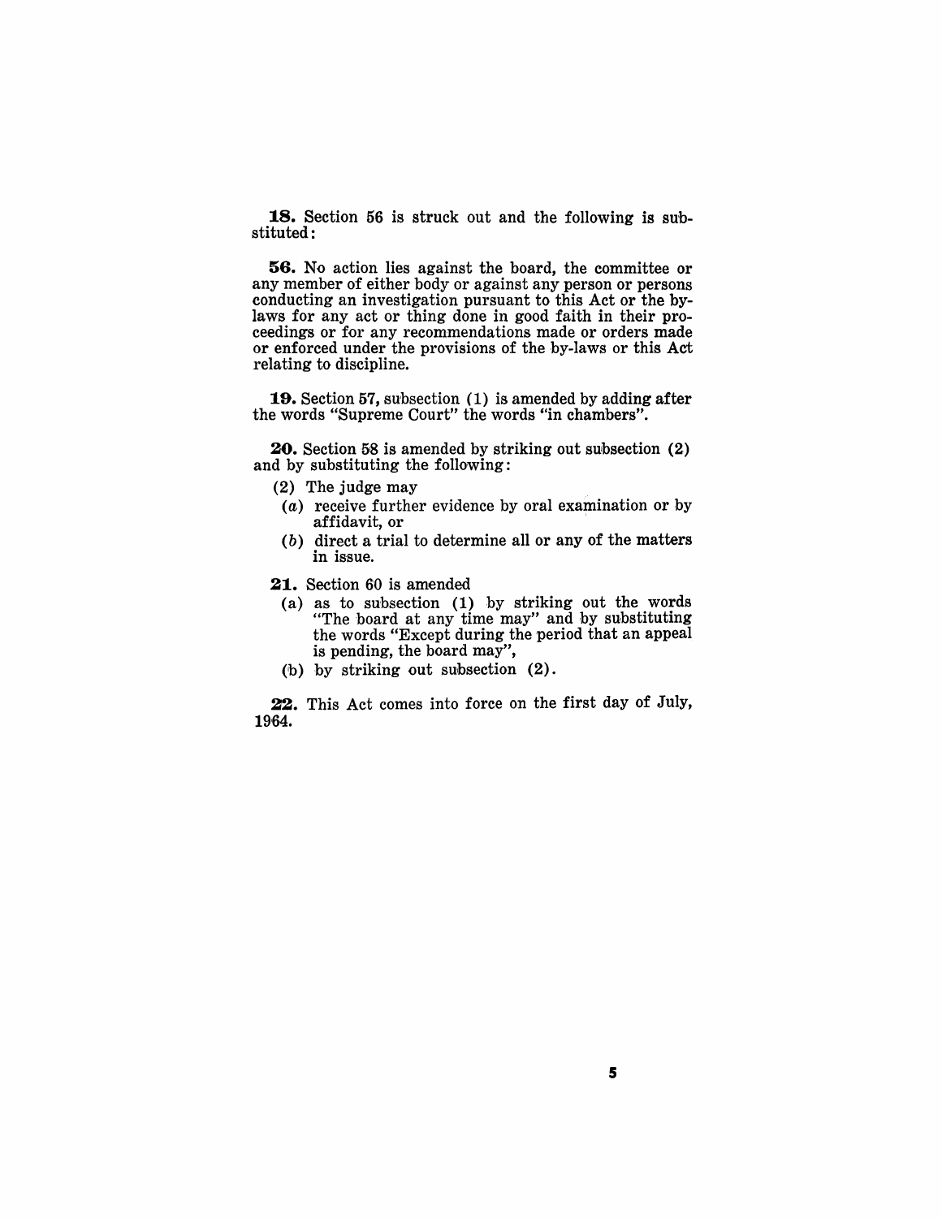**18.** Section 56 is struck out and the following is substituted:

**56.** No action lies against the board, the committee or any member of either body or against any person or persons conducting an investigation pursuant to this Act or the by-laws for any act or thing done in good faith in their proceedings or for any recommendations made or orders made or enforced under the provisions of the by-laws or this Act relating to discipline.

**19.** Section 57, subsection (1) is amended by adding after the words "Supreme Court" the words "in chambers".

**20.** Section 58 is amended by striking out subsection (2) and by substituting the following:

(2) The judge may

(*a*) receive further evidence by oral examination or by affidavit, or

(*b*) direct a trial to determine all or any of the matters in issue.

**21.** Section 60 is amended

(a) as to subsection (1) by striking out the words "The board at any time may" and by substituting the words "Except during the period that an appeal is pending, the board may",

(b) by striking out subsection (2).

**22.** This Act comes into force on the first day of July, 1964.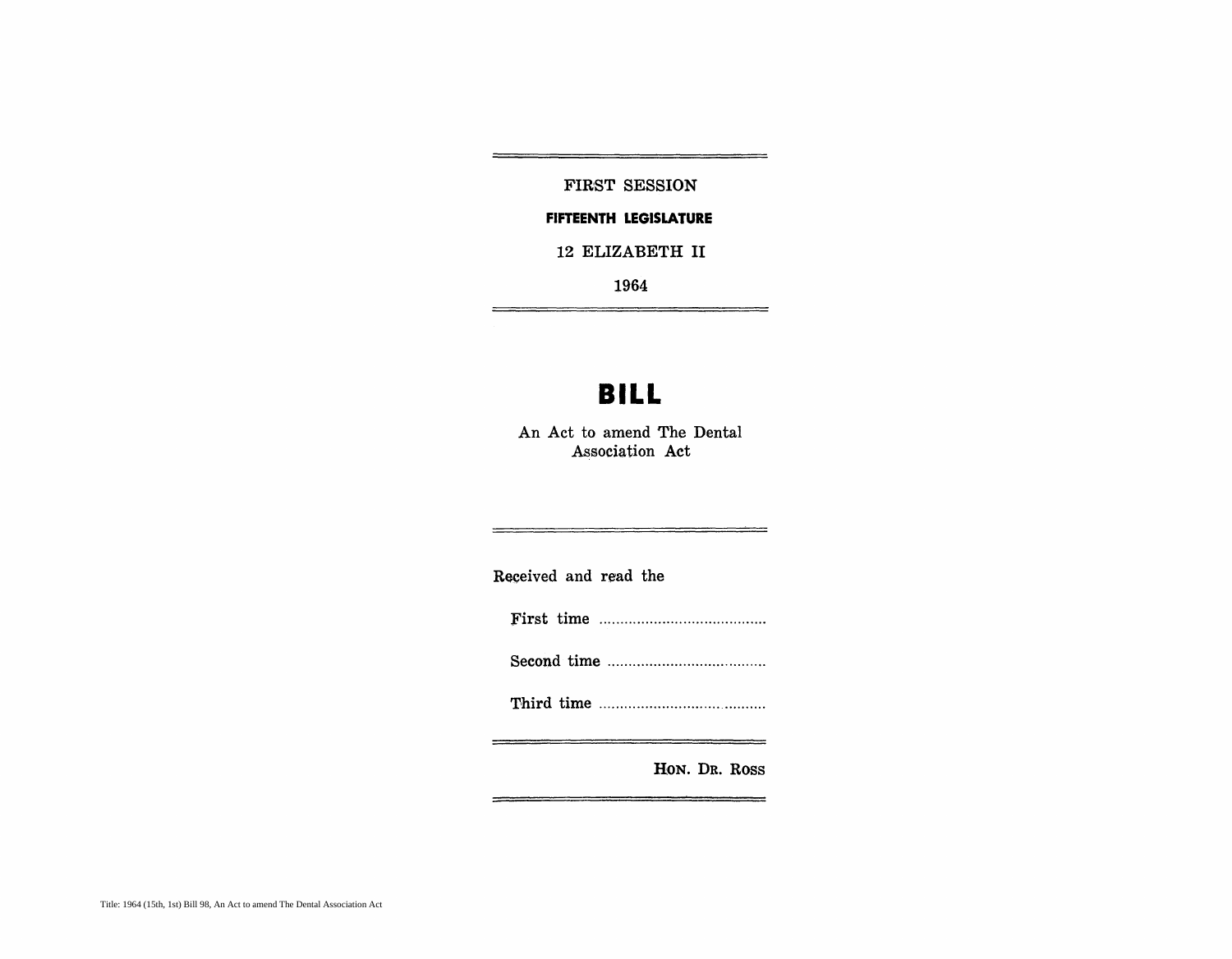FIRST SESSION

**FIFTEENTH LEGISLATURE**

12 ELIZABETH II

1964

# BILL

An Act to amend The Dental Association Act

Received and read the

First time ........................................

Second time ......................................

Third time ..........................................

HON. DR. ROSS

Title: 1964 (15th, 1st) Bill 98, An Act to amend The Dental Association Act